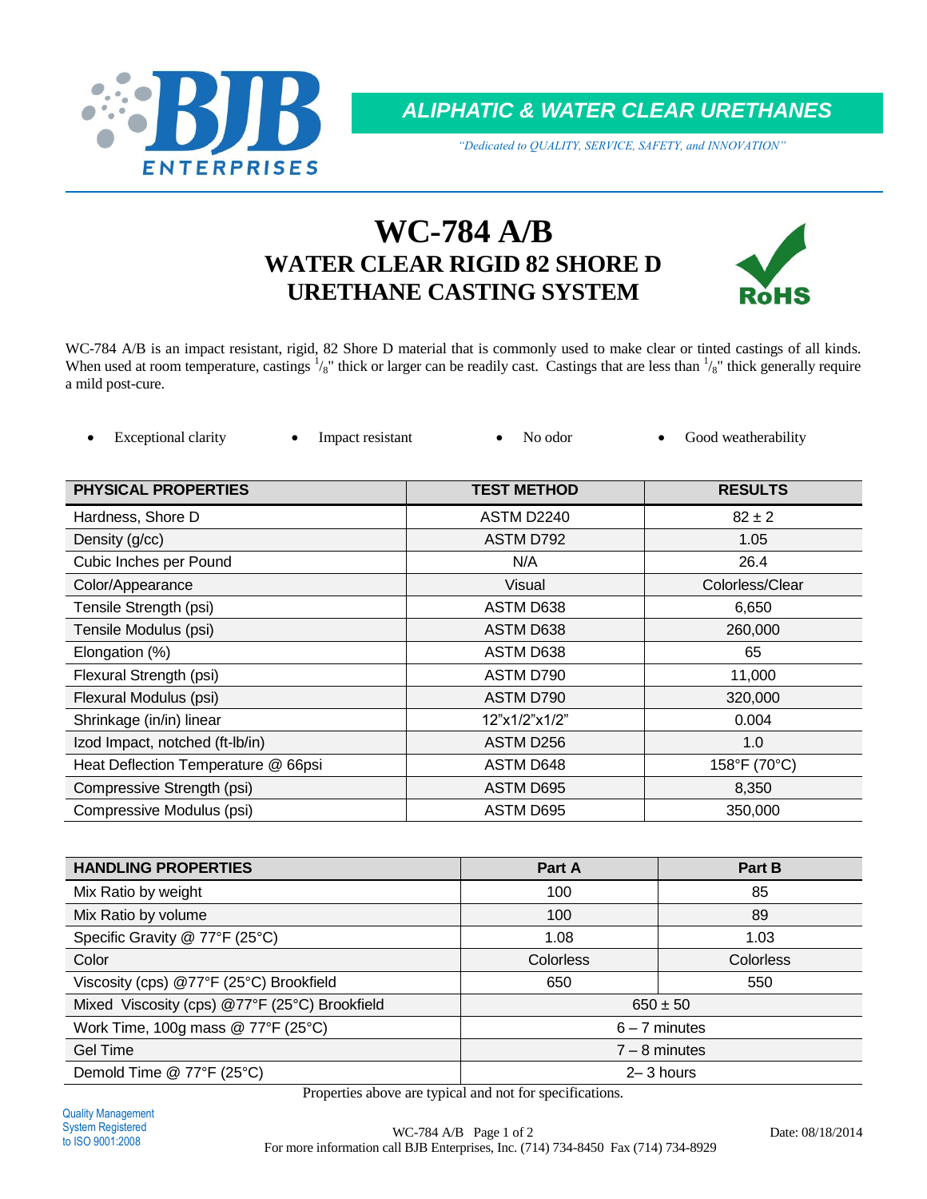BJB ENTERPRISES

**ALIPHATIC & WATER CLEAR URETHANES**

*"Dedicated to QUALITY, SERVICE, SAFETY, and INNOVATION"*

# WC-784 A/B

## WATER CLEAR RIGID 82 SHORE D URETHANE CASTING SYSTEM

RoHS

WC-784 A/B is an impact resistant, rigid, 82 Shore D material that is commonly used to make clear or tinted castings of all kinds. When used at room temperature, castings 1/8" thick or larger can be readily cast. Castings that are less than 1/8" thick generally require a mild post-cure.

- Exceptional clarity
- Impact resistant
- No odor
- Good weatherability

| PHYSICAL PROPERTIES | TEST METHOD | RESULTS |
|---|---|---|
| Hardness, Shore D | ASTM D2240 | 82 ± 2 |
| Density (g/cc) | ASTM D792 | 1.05 |
| Cubic Inches per Pound | N/A | 26.4 |
| Color/Appearance | Visual | Colorless/Clear |
| Tensile Strength (psi) | ASTM D638 | 6,650 |
| Tensile Modulus (psi) | ASTM D638 | 260,000 |
| Elongation (%) | ASTM D638 | 65 |
| Flexural Strength (psi) | ASTM D790 | 11,000 |
| Flexural Modulus (psi) | ASTM D790 | 320,000 |
| Shrinkage (in/in) linear | 12"x1/2"x1/2" | 0.004 |
| Izod Impact, notched (ft-lb/in) | ASTM D256 | 1.0 |
| Heat Deflection Temperature @ 66psi | ASTM D648 | 158°F (70°C) |
| Compressive Strength (psi) | ASTM D695 | 8,350 |
| Compressive Modulus (psi) | ASTM D695 | 350,000 |

| HANDLING PROPERTIES | Part A | Part B |
|---|---|---|
| Mix Ratio by weight | 100 | 85 |
| Mix Ratio by volume | 100 | 89 |
| Specific Gravity @ 77°F (25°C) | 1.08 | 1.03 |
| Color | Colorless | Colorless |
| Viscosity (cps) @77°F (25°C) Brookfield | 650 | 550 |
| Mixed Viscosity (cps) @77°F (25°C) Brookfield | 650 ± 50 | |
| Work Time, 100g mass @ 77°F (25°C) | 6 – 7 minutes | |
| Gel Time | 7 – 8 minutes | |
| Demold Time @ 77°F (25°C) | 2– 3 hours | |

Properties above are typical and not for specifications.

Quality Management System Registered to ISO 9001:2008

Date: 08/18/2014

For more information call BJB Enterprises, Inc. (714) 734-8450 Fax (714) 734-8929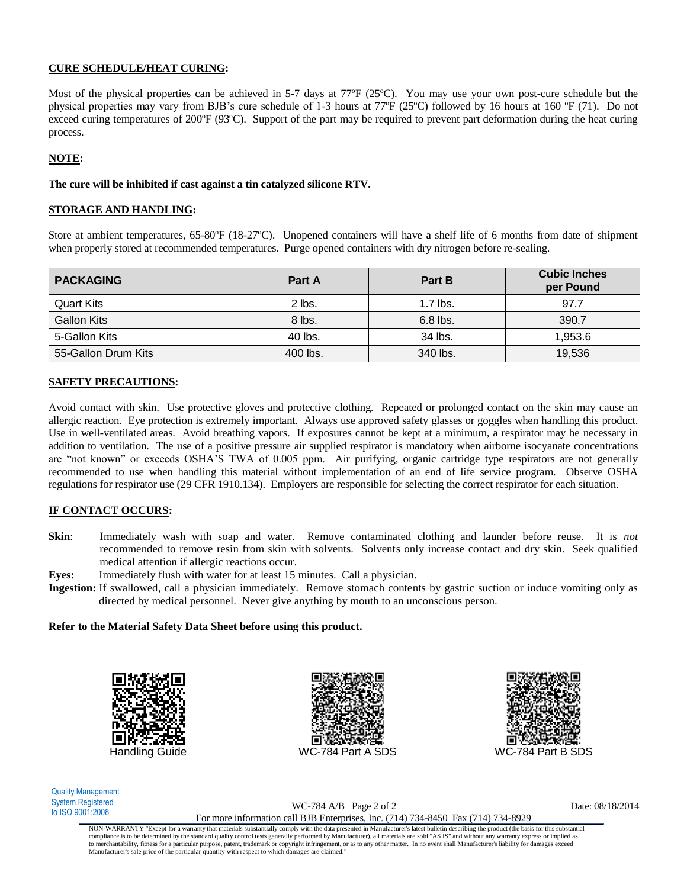**CURE SCHEDULE/HEAT CURING:**

Most of the physical properties can be achieved in 5-7 days at 77ºF (25ºC). You may use your own post-cure schedule but the physical properties may vary from BJB's cure schedule of 1-3 hours at 77ºF (25ºC) followed by 16 hours at 160 ºF (71). Do not exceed curing temperatures of 200ºF (93ºC). Support of the part may be required to prevent part deformation during the heat curing process.

**NOTE:**

**The cure will be inhibited if cast against a tin catalyzed silicone RTV.**

**STORAGE AND HANDLING:**

Store at ambient temperatures, 65-80ºF (18-27ºC). Unopened containers will have a shelf life of 6 months from date of shipment when properly stored at recommended temperatures. Purge opened containers with dry nitrogen before re-sealing.

| PACKAGING | Part A | Part B | Cubic Inches per Pound |
|---|---|---|---|
| Quart Kits | 2 lbs. | 1.7 lbs. | 97.7 |
| Gallon Kits | 8 lbs. | 6.8 lbs. | 390.7 |
| 5-Gallon Kits | 40 lbs. | 34 lbs. | 1,953.6 |
| 55-Gallon Drum Kits | 400 lbs. | 340 lbs. | 19,536 |

**SAFETY PRECAUTIONS:**

Avoid contact with skin. Use protective gloves and protective clothing. Repeated or prolonged contact on the skin may cause an allergic reaction. Eye protection is extremely important. Always use approved safety glasses or goggles when handling this product. Use in well-ventilated areas. Avoid breathing vapors. If exposures cannot be kept at a minimum, a respirator may be necessary in addition to ventilation. The use of a positive pressure air supplied respirator is mandatory when airborne isocyanate concentrations are "not known" or exceeds OSHA'S TWA of 0.005 ppm. Air purifying, organic cartridge type respirators are not generally recommended to use when handling this material without implementation of an end of life service program. Observe OSHA regulations for respirator use (29 CFR 1910.134). Employers are responsible for selecting the correct respirator for each situation.

**IF CONTACT OCCURS:**

**Skin**: Immediately wash with soap and water. Remove contaminated clothing and launder before reuse. It is *not* recommended to remove resin from skin with solvents. Solvents only increase contact and dry skin. Seek qualified medical attention if allergic reactions occur.

**Eyes:** Immediately flush with water for at least 15 minutes. Call a physician.

**Ingestion:** If swallowed, call a physician immediately. Remove stomach contents by gastric suction or induce vomiting only as directed by medical personnel. Never give anything by mouth to an unconscious person.

**Refer to the Material Safety Data Sheet before using this product.**

Handling Guide

WC-784 Part A SDS

WC-784 Part B SDS

Quality Management System Registered to ISO 9001:2008

WC-784 A/B Date: 08/18/2014

For more information call BJB Enterprises, Inc. (714) 734-8450 Fax (714) 734-8929

NON-WARRANTY "Except for a warranty that materials substantially comply with the data presented in Manufacturer's latest bulletin describing the product (the basis for this substantial compliance is to be determined by the standard quality control tests generally performed by Manufacturer), all materials are sold "AS IS" and without any warranty express or implied as to merchantability, fitness for a particular purpose, patent, trademark or copyright infringement, or as to any other matter. In no event shall Manufacturer's liability for damages exceed Manufacturer's sale price of the particular quantity with respect to which damages are claimed."